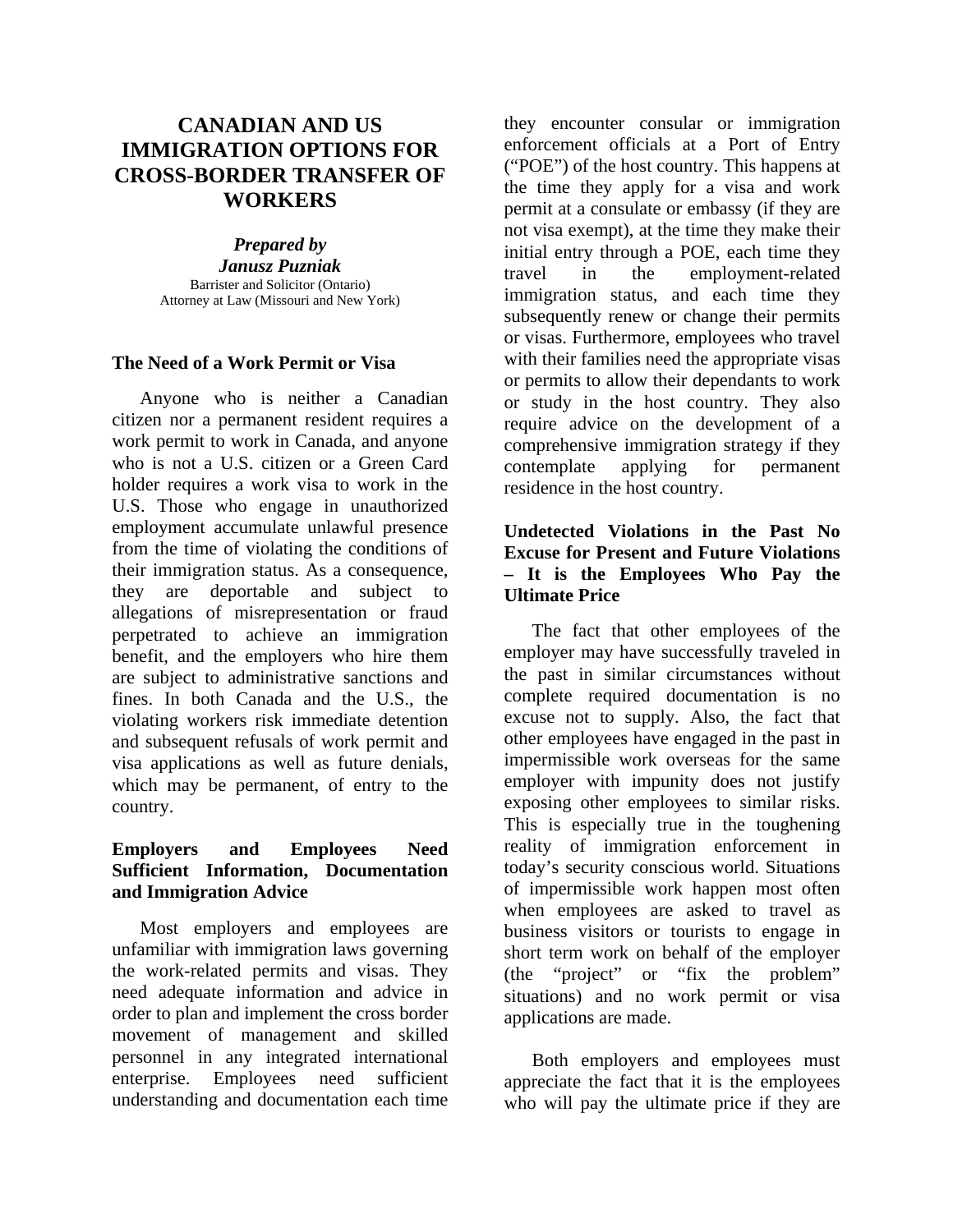# CANADIAN AND US IMMIGRATION OPTIONS FOR CROSS-BORDER TRANSFER OF WORKERS

***Prepared by***
***Janusz Puzniak***
Barrister and Solicitor (Ontario)
Attorney at Law (Missouri and New York)

## The Need of a Work Permit or Visa

Anyone who is neither a Canadian citizen nor a permanent resident requires a work permit to work in Canada, and anyone who is not a U.S. citizen or a Green Card holder requires a work visa to work in the U.S. Those who engage in unauthorized employment accumulate unlawful presence from the time of violating the conditions of their immigration status. As a consequence, they are deportable and subject to allegations of misrepresentation or fraud perpetrated to achieve an immigration benefit, and the employers who hire them are subject to administrative sanctions and fines. In both Canada and the U.S., the violating workers risk immediate detention and subsequent refusals of work permit and visa applications as well as future denials, which may be permanent, of entry to the country.

## Employers and Employees Need Sufficient Information, Documentation and Immigration Advice

Most employers and employees are unfamiliar with immigration laws governing the work-related permits and visas. They need adequate information and advice in order to plan and implement the cross border movement of management and skilled personnel in any integrated international enterprise. Employees need sufficient understanding and documentation each time they encounter consular or immigration enforcement officials at a Port of Entry ("POE") of the host country. This happens at the time they apply for a visa and work permit at a consulate or embassy (if they are not visa exempt), at the time they make their initial entry through a POE, each time they travel in the employment-related immigration status, and each time they subsequently renew or change their permits or visas. Furthermore, employees who travel with their families need the appropriate visas or permits to allow their dependants to work or study in the host country. They also require advice on the development of a comprehensive immigration strategy if they contemplate applying for permanent residence in the host country.

## Undetected Violations in the Past No Excuse for Present and Future Violations – It is the Employees Who Pay the Ultimate Price

The fact that other employees of the employer may have successfully traveled in the past in similar circumstances without complete required documentation is no excuse not to supply. Also, the fact that other employees have engaged in the past in impermissible work overseas for the same employer with impunity does not justify exposing other employees to similar risks. This is especially true in the toughening reality of immigration enforcement in today's security conscious world. Situations of impermissible work happen most often when employees are asked to travel as business visitors or tourists to engage in short term work on behalf of the employer (the "project" or "fix the problem" situations) and no work permit or visa applications are made.

Both employers and employees must appreciate the fact that it is the employees who will pay the ultimate price if they are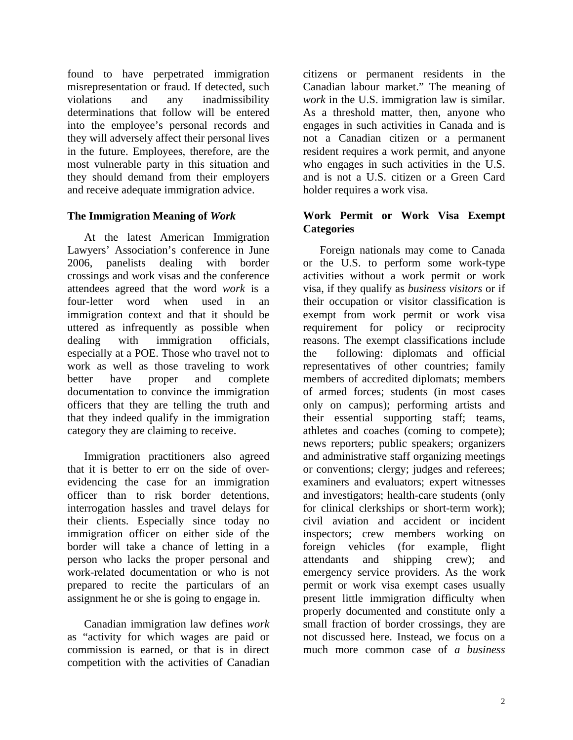found to have perpetrated immigration misrepresentation or fraud. If detected, such violations and any inadmissibility determinations that follow will be entered into the employee's personal records and they will adversely affect their personal lives in the future. Employees, therefore, are the most vulnerable party in this situation and they should demand from their employers and receive adequate immigration advice.

### The Immigration Meaning of *Work*

At the latest American Immigration Lawyers' Association's conference in June 2006, panelists dealing with border crossings and work visas and the conference attendees agreed that the word *work* is a four-letter word when used in an immigration context and that it should be uttered as infrequently as possible when dealing with immigration officials, especially at a POE. Those who travel not to work as well as those traveling to work better have proper and complete documentation to convince the immigration officers that they are telling the truth and that they indeed qualify in the immigration category they are claiming to receive.

Immigration practitioners also agreed that it is better to err on the side of over-evidencing the case for an immigration officer than to risk border detentions, interrogation hassles and travel delays for their clients. Especially since today no immigration officer on either side of the border will take a chance of letting in a person who lacks the proper personal and work-related documentation or who is not prepared to recite the particulars of an assignment he or she is going to engage in.

Canadian immigration law defines *work* as "activity for which wages are paid or commission is earned, or that is in direct competition with the activities of Canadian citizens or permanent residents in the Canadian labour market." The meaning of *work* in the U.S. immigration law is similar. As a threshold matter, then, anyone who engages in such activities in Canada and is not a Canadian citizen or a permanent resident requires a work permit, and anyone who engages in such activities in the U.S. and is not a U.S. citizen or a Green Card holder requires a work visa.

### Work Permit or Work Visa Exempt Categories

Foreign nationals may come to Canada or the U.S. to perform some work-type activities without a work permit or work visa, if they qualify as *business visitors* or if their occupation or visitor classification is exempt from work permit or work visa requirement for policy or reciprocity reasons. The exempt classifications include the following: diplomats and official representatives of other countries; family members of accredited diplomats; members of armed forces; students (in most cases only on campus); performing artists and their essential supporting staff; teams, athletes and coaches (coming to compete); news reporters; public speakers; organizers and administrative staff organizing meetings or conventions; clergy; judges and referees; examiners and evaluators; expert witnesses and investigators; health-care students (only for clinical clerkships or short-term work); civil aviation and accident or incident inspectors; crew members working on foreign vehicles (for example, flight attendants and shipping crew); and emergency service providers. As the work permit or work visa exempt cases usually present little immigration difficulty when properly documented and constitute only a small fraction of border crossings, they are not discussed here. Instead, we focus on a much more common case of *a business*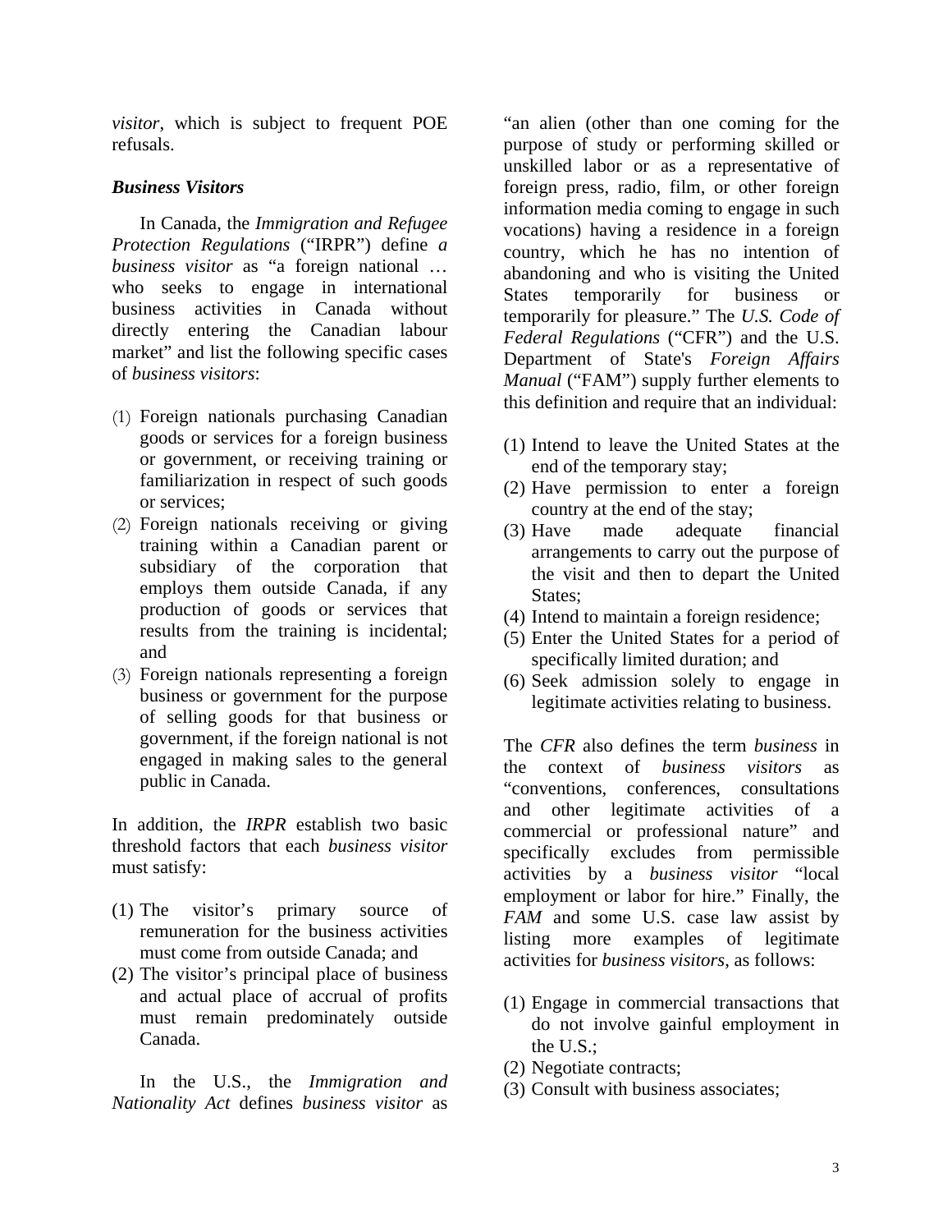*visitor*, which is subject to frequent POE refusals.

### *Business Visitors*

In Canada, the *Immigration and Refugee Protection Regulations* ("IRPR") define *a business visitor* as "a foreign national … who seeks to engage in international business activities in Canada without directly entering the Canadian labour market" and list the following specific cases of *business visitors*:

(1) Foreign nationals purchasing Canadian goods or services for a foreign business or government, or receiving training or familiarization in respect of such goods or services;
(2) Foreign nationals receiving or giving training within a Canadian parent or subsidiary of the corporation that employs them outside Canada, if any production of goods or services that results from the training is incidental; and
(3) Foreign nationals representing a foreign business or government for the purpose of selling goods for that business or government, if the foreign national is not engaged in making sales to the general public in Canada.

In addition, the *IRPR* establish two basic threshold factors that each *business visitor* must satisfy:

(1) The visitor's primary source of remuneration for the business activities must come from outside Canada; and
(2) The visitor's principal place of business and actual place of accrual of profits must remain predominately outside Canada.

In the U.S., the *Immigration and Nationality Act* defines *business visitor* as "an alien (other than one coming for the purpose of study or performing skilled or unskilled labor or as a representative of foreign press, radio, film, or other foreign information media coming to engage in such vocations) having a residence in a foreign country, which he has no intention of abandoning and who is visiting the United States temporarily for business or temporarily for pleasure." The *U.S. Code of Federal Regulations* ("CFR") and the U.S. Department of State's *Foreign Affairs Manual* ("FAM") supply further elements to this definition and require that an individual:

(1) Intend to leave the United States at the end of the temporary stay;
(2) Have permission to enter a foreign country at the end of the stay;
(3) Have made adequate financial arrangements to carry out the purpose of the visit and then to depart the United States;
(4) Intend to maintain a foreign residence;
(5) Enter the United States for a period of specifically limited duration; and
(6) Seek admission solely to engage in legitimate activities relating to business.

The *CFR* also defines the term *business* in the context of *business visitors* as "conventions, conferences, consultations and other legitimate activities of a commercial or professional nature" and specifically excludes from permissible activities by a *business visitor* "local employment or labor for hire." Finally, the *FAM* and some U.S. case law assist by listing more examples of legitimate activities for *business visitors*, as follows:

(1) Engage in commercial transactions that do not involve gainful employment in the U.S.;
(2) Negotiate contracts;
(3) Consult with business associates;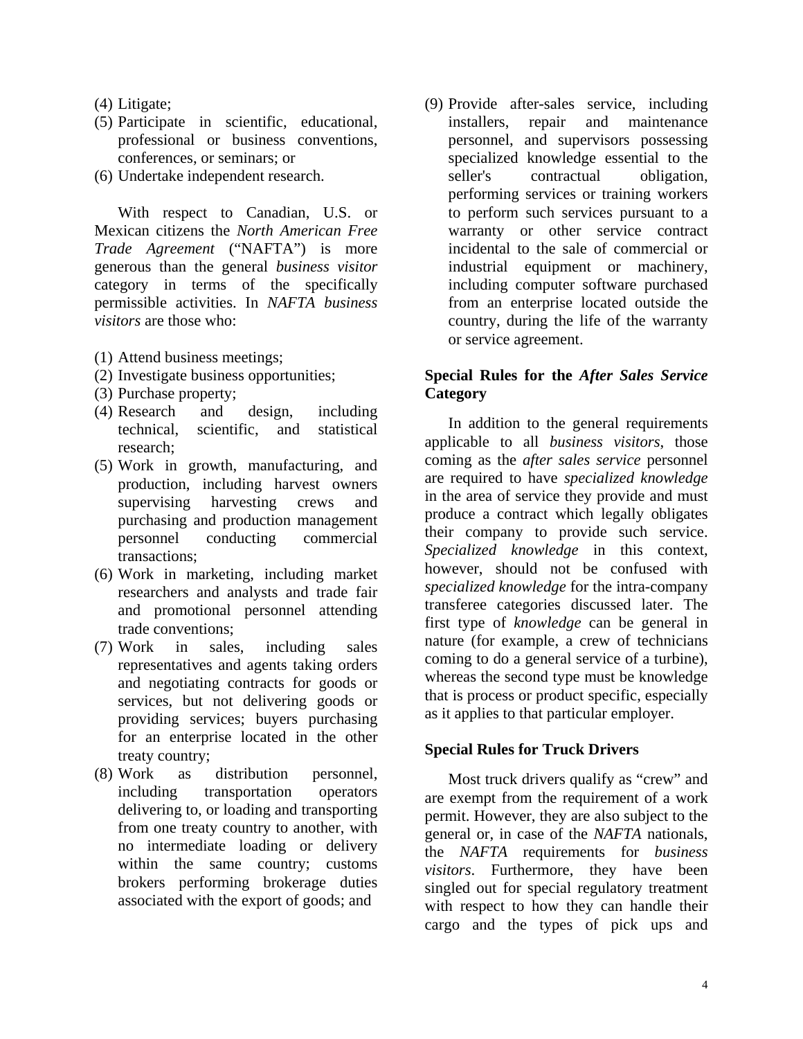(4) Litigate;
(5) Participate in scientific, educational, professional or business conventions, conferences, or seminars; or
(6) Undertake independent research.

With respect to Canadian, U.S. or Mexican citizens the *North American Free Trade Agreement* ("NAFTA") is more generous than the general *business visitor* category in terms of the specifically permissible activities. In *NAFTA business visitors* are those who:

(1) Attend business meetings;
(2) Investigate business opportunities;
(3) Purchase property;
(4) Research and design, including technical, scientific, and statistical research;
(5) Work in growth, manufacturing, and production, including harvest owners supervising harvesting crews and purchasing and production management personnel conducting commercial transactions;
(6) Work in marketing, including market researchers and analysts and trade fair and promotional personnel attending trade conventions;
(7) Work in sales, including sales representatives and agents taking orders and negotiating contracts for goods or services, but not delivering goods or providing services; buyers purchasing for an enterprise located in the other treaty country;
(8) Work as distribution personnel, including transportation operators delivering to, or loading and transporting from one treaty country to another, with no intermediate loading or delivery within the same country; customs brokers performing brokerage duties associated with the export of goods; and
(9) Provide after-sales service, including installers, repair and maintenance personnel, and supervisors possessing specialized knowledge essential to the seller's contractual obligation, performing services or training workers to perform such services pursuant to a warranty or other service contract incidental to the sale of commercial or industrial equipment or machinery, including computer software purchased from an enterprise located outside the country, during the life of the warranty or service agreement.

### Special Rules for the *After Sales Service* Category

In addition to the general requirements applicable to all *business visitors*, those coming as the *after sales service* personnel are required to have *specialized knowledge* in the area of service they provide and must produce a contract which legally obligates their company to provide such service. *Specialized knowledge* in this context, however, should not be confused with *specialized knowledge* for the intra-company transferee categories discussed later. The first type of *knowledge* can be general in nature (for example, a crew of technicians coming to do a general service of a turbine), whereas the second type must be knowledge that is process or product specific, especially as it applies to that particular employer.

### Special Rules for Truck Drivers

Most truck drivers qualify as "crew" and are exempt from the requirement of a work permit. However, they are also subject to the general or, in case of the *NAFTA* nationals, the *NAFTA* requirements for *business visitors*. Furthermore, they have been singled out for special regulatory treatment with respect to how they can handle their cargo and the types of pick ups and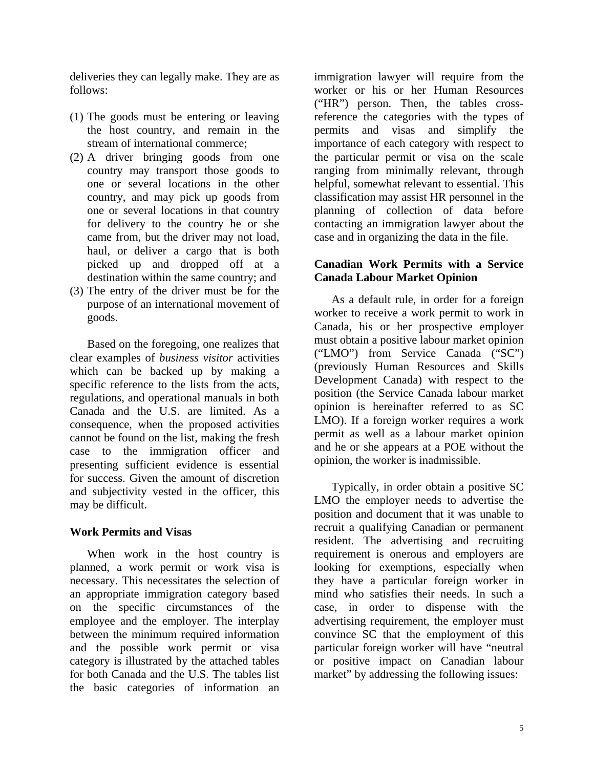deliveries they can legally make. They are as follows:

(1) The goods must be entering or leaving the host country, and remain in the stream of international commerce;
(2) A driver bringing goods from one country may transport those goods to one or several locations in the other country, and may pick up goods from one or several locations in that country for delivery to the country he or she came from, but the driver may not load, haul, or deliver a cargo that is both picked up and dropped off at a destination within the same country; and
(3) The entry of the driver must be for the purpose of an international movement of goods.

Based on the foregoing, one realizes that clear examples of *business visitor* activities which can be backed up by making a specific reference to the lists from the acts, regulations, and operational manuals in both Canada and the U.S. are limited. As a consequence, when the proposed activities cannot be found on the list, making the fresh case to the immigration officer and presenting sufficient evidence is essential for success. Given the amount of discretion and subjectivity vested in the officer, this may be difficult.

**Work Permits and Visas**

When work in the host country is planned, a work permit or work visa is necessary. This necessitates the selection of an appropriate immigration category based on the specific circumstances of the employee and the employer. The interplay between the minimum required information and the possible work permit or visa category is illustrated by the attached tables for both Canada and the U.S. The tables list the basic categories of information an immigration lawyer will require from the worker or his or her Human Resources ("HR") person. Then, the tables cross-reference the categories with the types of permits and visas and simplify the importance of each category with respect to the particular permit or visa on the scale ranging from minimally relevant, through helpful, somewhat relevant to essential. This classification may assist HR personnel in the planning of collection of data before contacting an immigration lawyer about the case and in organizing the data in the file.

**Canadian Work Permits with a Service Canada Labour Market Opinion**

As a default rule, in order for a foreign worker to receive a work permit to work in Canada, his or her prospective employer must obtain a positive labour market opinion ("LMO") from Service Canada ("SC") (previously Human Resources and Skills Development Canada) with respect to the position (the Service Canada labour market opinion is hereinafter referred to as SC LMO). If a foreign worker requires a work permit as well as a labour market opinion and he or she appears at a POE without the opinion, the worker is inadmissible.

Typically, in order obtain a positive SC LMO the employer needs to advertise the position and document that it was unable to recruit a qualifying Canadian or permanent resident. The advertising and recruiting requirement is onerous and employers are looking for exemptions, especially when they have a particular foreign worker in mind who satisfies their needs. In such a case, in order to dispense with the advertising requirement, the employer must convince SC that the employment of this particular foreign worker will have "neutral or positive impact on Canadian labour market" by addressing the following issues: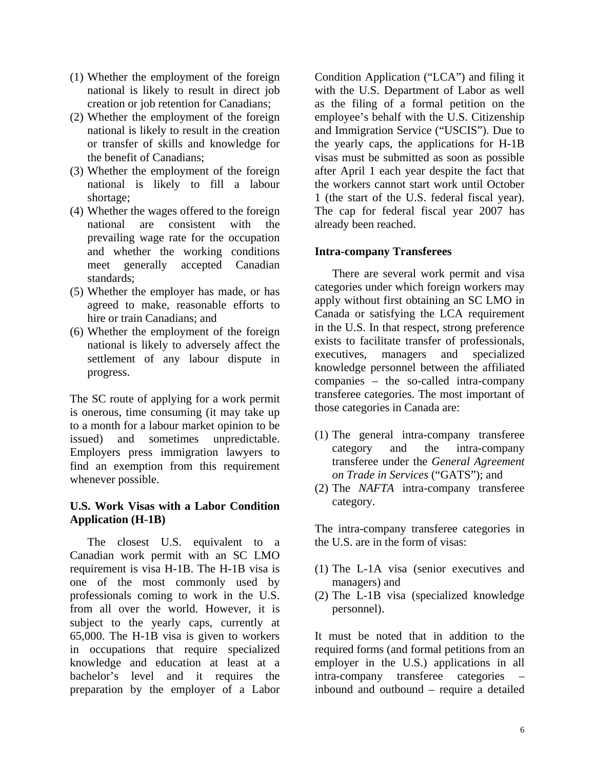(1) Whether the employment of the foreign national is likely to result in direct job creation or job retention for Canadians;
(2) Whether the employment of the foreign national is likely to result in the creation or transfer of skills and knowledge for the benefit of Canadians;
(3) Whether the employment of the foreign national is likely to fill a labour shortage;
(4) Whether the wages offered to the foreign national are consistent with the prevailing wage rate for the occupation and whether the working conditions meet generally accepted Canadian standards;
(5) Whether the employer has made, or has agreed to make, reasonable efforts to hire or train Canadians; and
(6) Whether the employment of the foreign national is likely to adversely affect the settlement of any labour dispute in progress.

The SC route of applying for a work permit is onerous, time consuming (it may take up to a month for a labour market opinion to be issued) and sometimes unpredictable. Employers press immigration lawyers to find an exemption from this requirement whenever possible.

**U.S. Work Visas with a Labor Condition Application (H-1B)**

The closest U.S. equivalent to a Canadian work permit with an SC LMO requirement is visa H-1B. The H-1B visa is one of the most commonly used by professionals coming to work in the U.S. from all over the world. However, it is subject to the yearly caps, currently at 65,000. The H-1B visa is given to workers in occupations that require specialized knowledge and education at least at a bachelor's level and it requires the preparation by the employer of a Labor Condition Application ("LCA") and filing it with the U.S. Department of Labor as well as the filing of a formal petition on the employee's behalf with the U.S. Citizenship and Immigration Service ("USCIS"). Due to the yearly caps, the applications for H-1B visas must be submitted as soon as possible after April 1 each year despite the fact that the workers cannot start work until October 1 (the start of the U.S. federal fiscal year). The cap for federal fiscal year 2007 has already been reached.

**Intra-company Transferees**

There are several work permit and visa categories under which foreign workers may apply without first obtaining an SC LMO in Canada or satisfying the LCA requirement in the U.S. In that respect, strong preference exists to facilitate transfer of professionals, executives, managers and specialized knowledge personnel between the affiliated companies – the so-called intra-company transferee categories. The most important of those categories in Canada are:

(1) The general intra-company transferee category and the intra-company transferee under the *General Agreement on Trade in Services* ("GATS"); and
(2) The *NAFTA* intra-company transferee category.

The intra-company transferee categories in the U.S. are in the form of visas:

(1) The L-1A visa (senior executives and managers) and
(2) The L-1B visa (specialized knowledge personnel).

It must be noted that in addition to the required forms (and formal petitions from an employer in the U.S.) applications in all intra-company transferee categories – inbound and outbound – require a detailed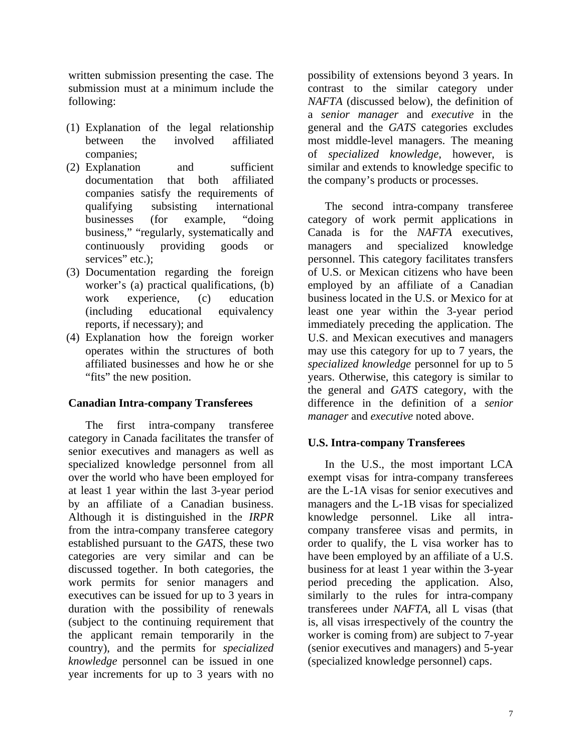written submission presenting the case. The submission must at a minimum include the following:

(1) Explanation of the legal relationship between the involved affiliated companies;
(2) Explanation and sufficient documentation that both affiliated companies satisfy the requirements of qualifying subsisting international businesses (for example, "doing business," "regularly, systematically and continuously providing goods or services" etc.);
(3) Documentation regarding the foreign worker's (a) practical qualifications, (b) work experience, (c) education (including educational equivalency reports, if necessary); and
(4) Explanation how the foreign worker operates within the structures of both affiliated businesses and how he or she "fits" the new position.

### Canadian Intra-company Transferees

The first intra-company transferee category in Canada facilitates the transfer of senior executives and managers as well as specialized knowledge personnel from all over the world who have been employed for at least 1 year within the last 3-year period by an affiliate of a Canadian business. Although it is distinguished in the *IRPR* from the intra-company transferee category established pursuant to the *GATS*, these two categories are very similar and can be discussed together. In both categories, the work permits for senior managers and executives can be issued for up to 3 years in duration with the possibility of renewals (subject to the continuing requirement that the applicant remain temporarily in the country), and the permits for *specialized knowledge* personnel can be issued in one year increments for up to 3 years with no possibility of extensions beyond 3 years. In contrast to the similar category under *NAFTA* (discussed below), the definition of a *senior manager* and *executive* in the general and the *GATS* categories excludes most middle-level managers. The meaning of *specialized knowledge*, however, is similar and extends to knowledge specific to the company's products or processes.

The second intra-company transferee category of work permit applications in Canada is for the *NAFTA* executives, managers and specialized knowledge personnel. This category facilitates transfers of U.S. or Mexican citizens who have been employed by an affiliate of a Canadian business located in the U.S. or Mexico for at least one year within the 3-year period immediately preceding the application. The U.S. and Mexican executives and managers may use this category for up to 7 years, the *specialized knowledge* personnel for up to 5 years. Otherwise, this category is similar to the general and *GATS* category, with the difference in the definition of a *senior manager* and *executive* noted above.

### U.S. Intra-company Transferees

In the U.S., the most important LCA exempt visas for intra-company transferees are the L-1A visas for senior executives and managers and the L-1B visas for specialized knowledge personnel. Like all intra-company transferee visas and permits, in order to qualify, the L visa worker has to have been employed by an affiliate of a U.S. business for at least 1 year within the 3-year period preceding the application. Also, similarly to the rules for intra-company transferees under *NAFTA*, all L visas (that is, all visas irrespectively of the country the worker is coming from) are subject to 7-year (senior executives and managers) and 5-year (specialized knowledge personnel) caps.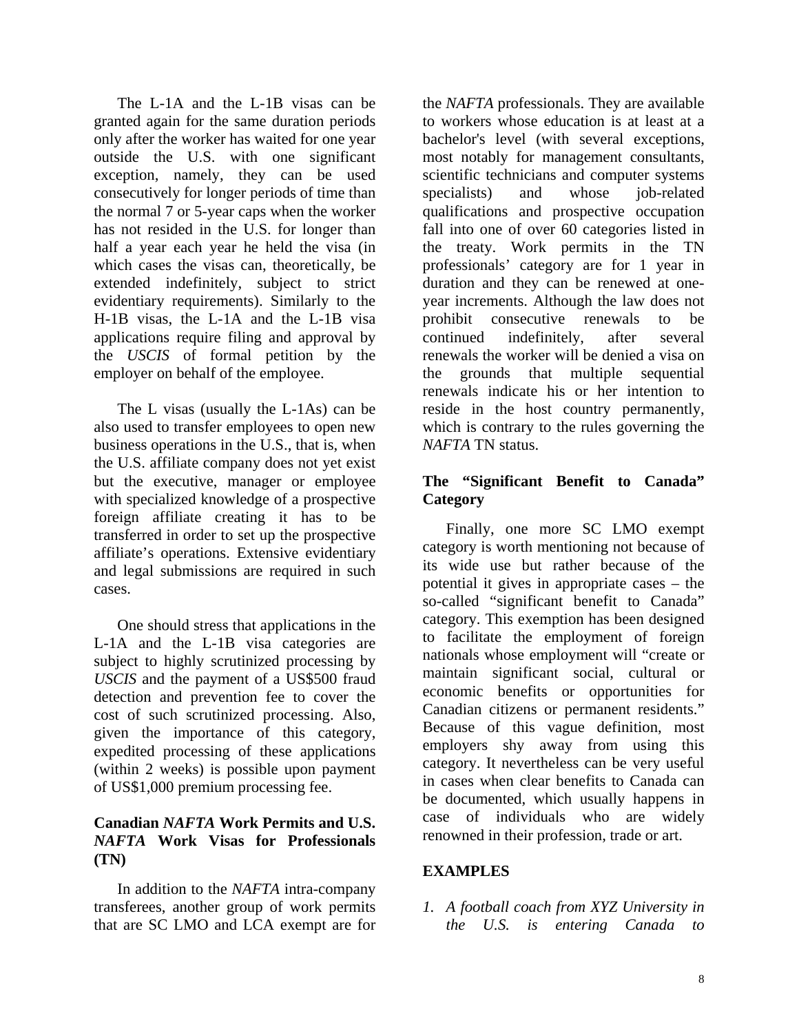The L-1A and the L-1B visas can be granted again for the same duration periods only after the worker has waited for one year outside the U.S. with one significant exception, namely, they can be used consecutively for longer periods of time than the normal 7 or 5-year caps when the worker has not resided in the U.S. for longer than half a year each year he held the visa (in which cases the visas can, theoretically, be extended indefinitely, subject to strict evidentiary requirements). Similarly to the H-1B visas, the L-1A and the L-1B visa applications require filing and approval by the *USCIS* of formal petition by the employer on behalf of the employee.

The L visas (usually the L-1As) can be also used to transfer employees to open new business operations in the U.S., that is, when the U.S. affiliate company does not yet exist but the executive, manager or employee with specialized knowledge of a prospective foreign affiliate creating it has to be transferred in order to set up the prospective affiliate's operations. Extensive evidentiary and legal submissions are required in such cases.

One should stress that applications in the L-1A and the L-1B visa categories are subject to highly scrutinized processing by *USCIS* and the payment of a US$500 fraud detection and prevention fee to cover the cost of such scrutinized processing. Also, given the importance of this category, expedited processing of these applications (within 2 weeks) is possible upon payment of US$1,000 premium processing fee.

### Canadian *NAFTA* Work Permits and U.S. *NAFTA* Work Visas for Professionals (TN)

In addition to the *NAFTA* intra-company transferees, another group of work permits that are SC LMO and LCA exempt are for the *NAFTA* professionals. They are available to workers whose education is at least at a bachelor's level (with several exceptions, most notably for management consultants, scientific technicians and computer systems specialists) and whose job-related qualifications and prospective occupation fall into one of over 60 categories listed in the treaty. Work permits in the TN professionals' category are for 1 year in duration and they can be renewed at one-year increments. Although the law does not prohibit consecutive renewals to be continued indefinitely, after several renewals the worker will be denied a visa on the grounds that multiple sequential renewals indicate his or her intention to reside in the host country permanently, which is contrary to the rules governing the *NAFTA* TN status.

### The "Significant Benefit to Canada" Category

Finally, one more SC LMO exempt category is worth mentioning not because of its wide use but rather because of the potential it gives in appropriate cases – the so-called "significant benefit to Canada" category. This exemption has been designed to facilitate the employment of foreign nationals whose employment will "create or maintain significant social, cultural or economic benefits or opportunities for Canadian citizens or permanent residents." Because of this vague definition, most employers shy away from using this category. It nevertheless can be very useful in cases when clear benefits to Canada can be documented, which usually happens in case of individuals who are widely renowned in their profession, trade or art.

### EXAMPLES

1. *A football coach from XYZ University in the U.S. is entering Canada to*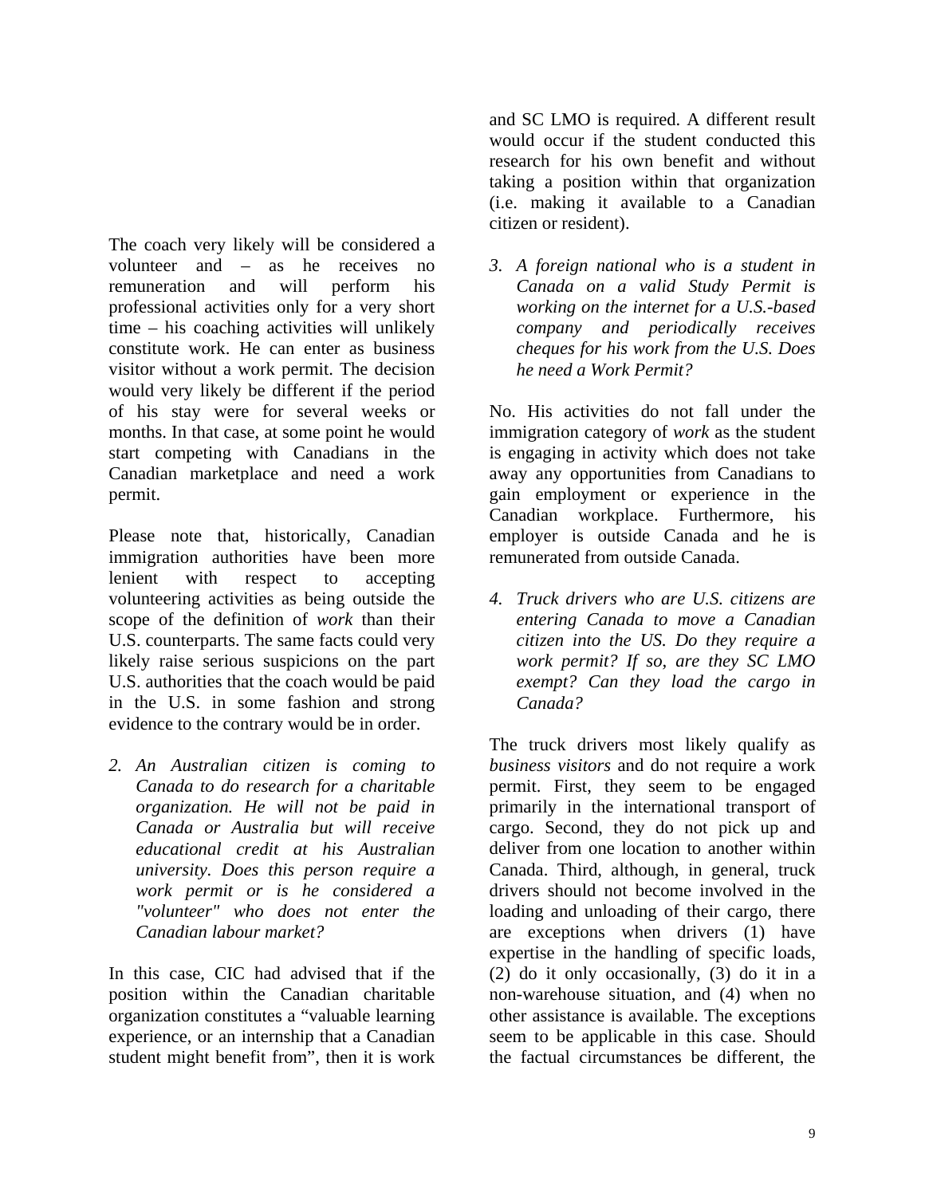The coach very likely will be considered a volunteer and – as he receives no remuneration and will perform his professional activities only for a very short time – his coaching activities will unlikely constitute work. He can enter as business visitor without a work permit. The decision would very likely be different if the period of his stay were for several weeks or months. In that case, at some point he would start competing with Canadians in the Canadian marketplace and need a work permit.

Please note that, historically, Canadian immigration authorities have been more lenient with respect to accepting volunteering activities as being outside the scope of the definition of *work* than their U.S. counterparts. The same facts could very likely raise serious suspicions on the part U.S. authorities that the coach would be paid in the U.S. in some fashion and strong evidence to the contrary would be in order.

2. *An Australian citizen is coming to Canada to do research for a charitable organization. He will not be paid in Canada or Australia but will receive educational credit at his Australian university. Does this person require a work permit or is he considered a "volunteer" who does not enter the Canadian labour market?*

In this case, CIC had advised that if the position within the Canadian charitable organization constitutes a "valuable learning experience, or an internship that a Canadian student might benefit from", then it is work and SC LMO is required. A different result would occur if the student conducted this research for his own benefit and without taking a position within that organization (i.e. making it available to a Canadian citizen or resident).

3. *A foreign national who is a student in Canada on a valid Study Permit is working on the internet for a U.S.-based company and periodically receives cheques for his work from the U.S. Does he need a Work Permit?*

No. His activities do not fall under the immigration category of *work* as the student is engaging in activity which does not take away any opportunities from Canadians to gain employment or experience in the Canadian workplace. Furthermore, his employer is outside Canada and he is remunerated from outside Canada.

4. *Truck drivers who are U.S. citizens are entering Canada to move a Canadian citizen into the US. Do they require a work permit? If so, are they SC LMO exempt? Can they load the cargo in Canada?*

The truck drivers most likely qualify as *business visitors* and do not require a work permit. First, they seem to be engaged primarily in the international transport of cargo. Second, they do not pick up and deliver from one location to another within Canada. Third, although, in general, truck drivers should not become involved in the loading and unloading of their cargo, there are exceptions when drivers (1) have expertise in the handling of specific loads, (2) do it only occasionally, (3) do it in a non-warehouse situation, and (4) when no other assistance is available. The exceptions seem to be applicable in this case. Should the factual circumstances be different, the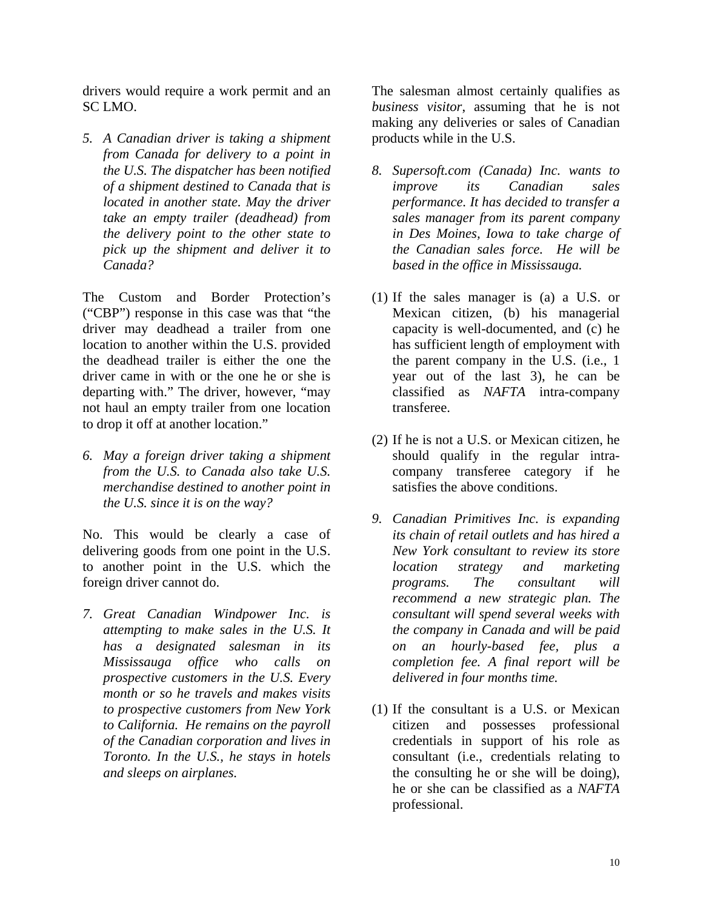drivers would require a work permit and an SC LMO.

5. *A Canadian driver is taking a shipment from Canada for delivery to a point in the U.S. The dispatcher has been notified of a shipment destined to Canada that is located in another state. May the driver take an empty trailer (deadhead) from the delivery point to the other state to pick up the shipment and deliver it to Canada?*

The Custom and Border Protection's ("CBP") response in this case was that "the driver may deadhead a trailer from one location to another within the U.S. provided the deadhead trailer is either the one the driver came in with or the one he or she is departing with." The driver, however, "may not haul an empty trailer from one location to drop it off at another location."

6. *May a foreign driver taking a shipment from the U.S. to Canada also take U.S. merchandise destined to another point in the U.S. since it is on the way?*

No. This would be clearly a case of delivering goods from one point in the U.S. to another point in the U.S. which the foreign driver cannot do.

7. *Great Canadian Windpower Inc. is attempting to make sales in the U.S. It has a designated salesman in its Mississauga office who calls on prospective customers in the U.S. Every month or so he travels and makes visits to prospective customers from New York to California. He remains on the payroll of the Canadian corporation and lives in Toronto. In the U.S., he stays in hotels and sleeps on airplanes.*

The salesman almost certainly qualifies as *business visitor*, assuming that he is not making any deliveries or sales of Canadian products while in the U.S.

8. *Supersoft.com (Canada) Inc. wants to improve its Canadian sales performance. It has decided to transfer a sales manager from its parent company in Des Moines, Iowa to take charge of the Canadian sales force. He will be based in the office in Mississauga.*

(1) If the sales manager is (a) a U.S. or Mexican citizen, (b) his managerial capacity is well-documented, and (c) he has sufficient length of employment with the parent company in the U.S. (i.e., 1 year out of the last 3), he can be classified as *NAFTA* intra-company transferee.

(2) If he is not a U.S. or Mexican citizen, he should qualify in the regular intra-company transferee category if he satisfies the above conditions.

9. *Canadian Primitives Inc. is expanding its chain of retail outlets and has hired a New York consultant to review its store location strategy and marketing programs. The consultant will recommend a new strategic plan. The consultant will spend several weeks with the company in Canada and will be paid on an hourly-based fee, plus a completion fee. A final report will be delivered in four months time.*

(1) If the consultant is a U.S. or Mexican citizen and possesses professional credentials in support of his role as consultant (i.e., credentials relating to the consulting he or she will be doing), he or she can be classified as a *NAFTA* professional.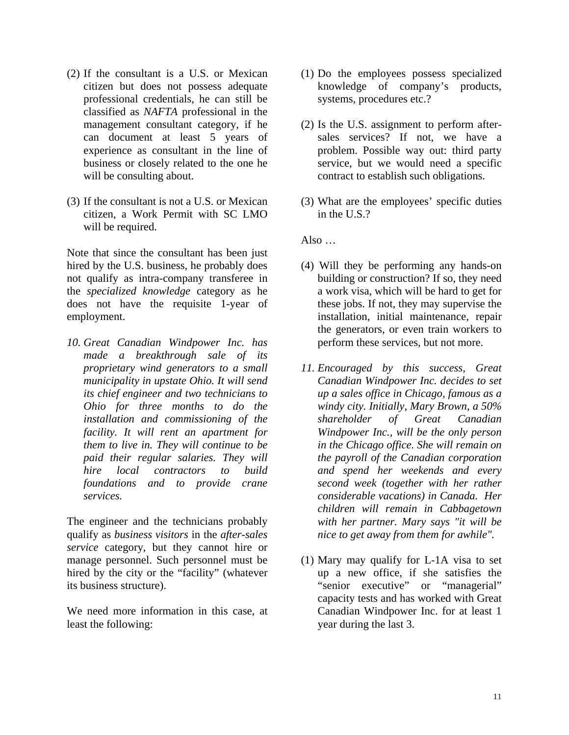(2) If the consultant is a U.S. or Mexican citizen but does not possess adequate professional credentials, he can still be classified as *NAFTA* professional in the management consultant category, if he can document at least 5 years of experience as consultant in the line of business or closely related to the one he will be consulting about.

(3) If the consultant is not a U.S. or Mexican citizen, a Work Permit with SC LMO will be required.

Note that since the consultant has been just hired by the U.S. business, he probably does not qualify as intra-company transferee in the *specialized knowledge* category as he does not have the requisite 1-year of employment.

10. *Great Canadian Windpower Inc. has made a breakthrough sale of its proprietary wind generators to a small municipality in upstate Ohio. It will send its chief engineer and two technicians to Ohio for three months to do the installation and commissioning of the facility. It will rent an apartment for them to live in. They will continue to be paid their regular salaries. They will hire local contractors to build foundations and to provide crane services.*

The engineer and the technicians probably qualify as *business visitors* in the *after-sales service* category, but they cannot hire or manage personnel. Such personnel must be hired by the city or the "facility" (whatever its business structure).

We need more information in this case, at least the following:

(1) Do the employees possess specialized knowledge of company's products, systems, procedures etc.?

(2) Is the U.S. assignment to perform after-sales services? If not, we have a problem. Possible way out: third party service, but we would need a specific contract to establish such obligations.

(3) What are the employees' specific duties in the U.S.?

Also …

(4) Will they be performing any hands-on building or construction? If so, they need a work visa, which will be hard to get for these jobs. If not, they may supervise the installation, initial maintenance, repair the generators, or even train workers to perform these services, but not more.

11. *Encouraged by this success, Great Canadian Windpower Inc. decides to set up a sales office in Chicago, famous as a windy city. Initially, Mary Brown, a 50% shareholder of Great Canadian Windpower Inc., will be the only person in the Chicago office. She will remain on the payroll of the Canadian corporation and spend her weekends and every second week (together with her rather considerable vacations) in Canada. Her children will remain in Cabbagetown with her partner. Mary says "it will be nice to get away from them for awhile".*

(1) Mary may qualify for L-1A visa to set up a new office, if she satisfies the "senior executive" or "managerial" capacity tests and has worked with Great Canadian Windpower Inc. for at least 1 year during the last 3.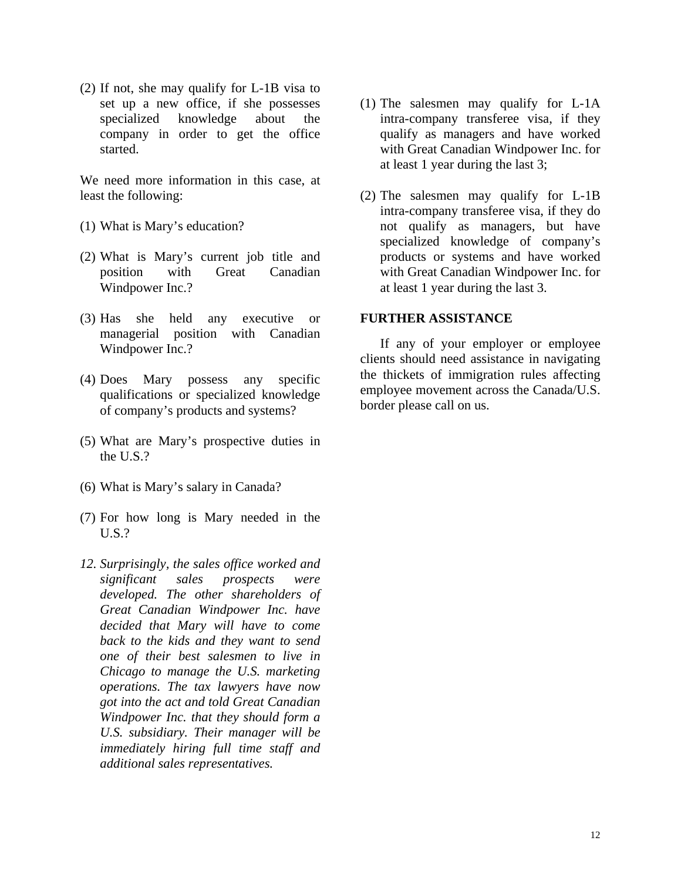(2) If not, she may qualify for L-1B visa to set up a new office, if she possesses specialized knowledge about the company in order to get the office started.

We need more information in this case, at least the following:

(1) What is Mary's education?

(2) What is Mary's current job title and position with Great Canadian Windpower Inc.?

(3) Has she held any executive or managerial position with Canadian Windpower Inc.?

(4) Does Mary possess any specific qualifications or specialized knowledge of company's products and systems?

(5) What are Mary's prospective duties in the U.S.?

(6) What is Mary's salary in Canada?

(7) For how long is Mary needed in the U.S.?

*12. Surprisingly, the sales office worked and significant sales prospects were developed. The other shareholders of Great Canadian Windpower Inc. have decided that Mary will have to come back to the kids and they want to send one of their best salesmen to live in Chicago to manage the U.S. marketing operations. The tax lawyers have now got into the act and told Great Canadian Windpower Inc. that they should form a U.S. subsidiary. Their manager will be immediately hiring full time staff and additional sales representatives.*

(1) The salesmen may qualify for L-1A intra-company transferee visa, if they qualify as managers and have worked with Great Canadian Windpower Inc. for at least 1 year during the last 3;

(2) The salesmen may qualify for L-1B intra-company transferee visa, if they do not qualify as managers, but have specialized knowledge of company's products or systems and have worked with Great Canadian Windpower Inc. for at least 1 year during the last 3.

**FURTHER ASSISTANCE**

If any of your employer or employee clients should need assistance in navigating the thickets of immigration rules affecting employee movement across the Canada/U.S. border please call on us.